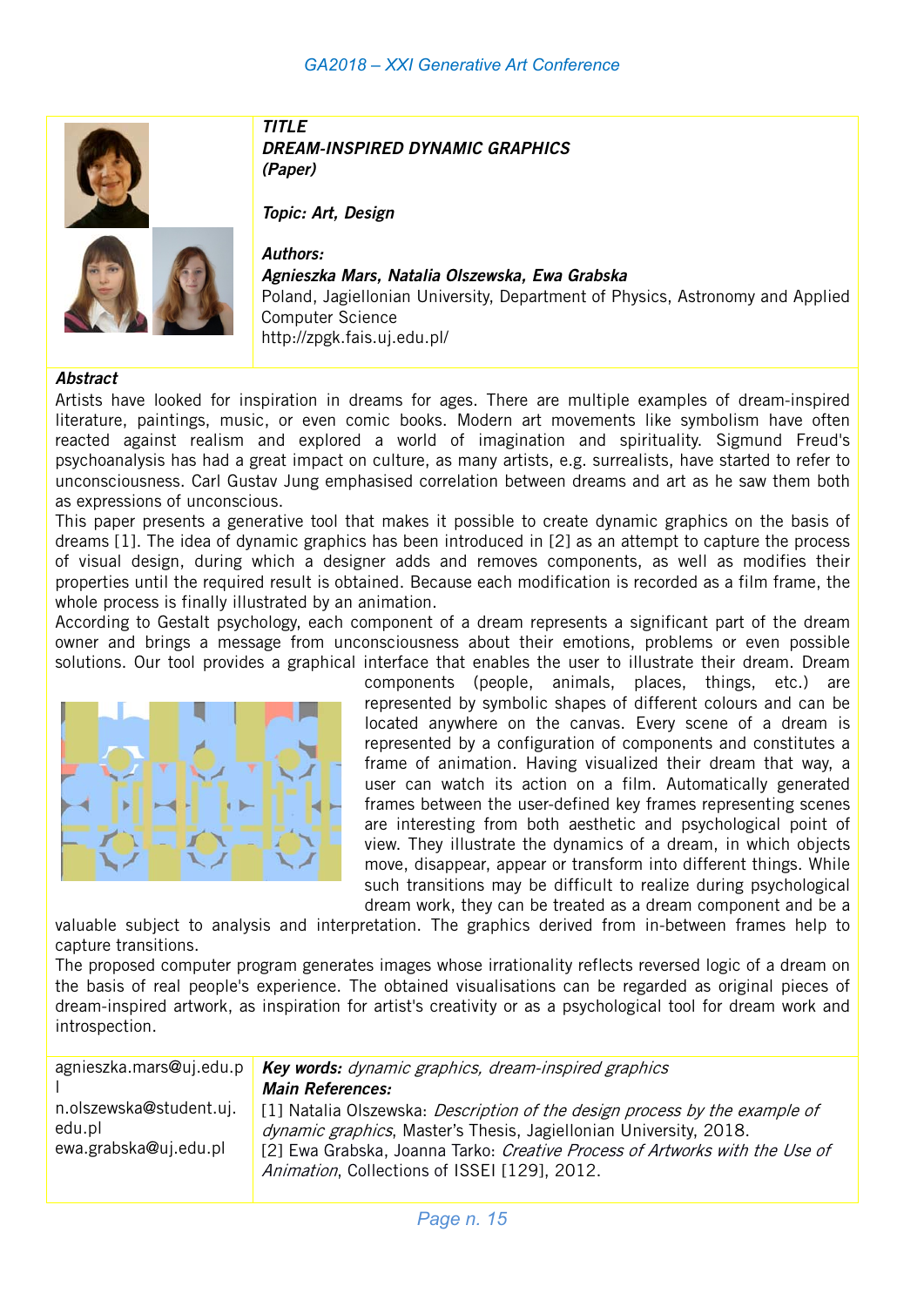**TITLE**

# DREAM-INSPIRED DYNAMIC GRAPHICS

**(Paper)**

**Topic: Art, Design**

**Authors:**

**Agnieszka Mars, Natalia Olszewska, Ewa Grabska**

Poland, Jagiellonian University, Department of Physics, Astronomy and Applied Computer Science

http://zpgk.fais.uj.edu.pl/

**Abstract**

Artists have looked for inspiration in dreams for ages. There are multiple examples of dream-inspired literature, paintings, music, or even comic books. Modern art movements like symbolism have often reacted against realism and explored a world of imagination and spirituality. Sigmund Freud's psychoanalysis has had a great impact on culture, as many artists, e.g. surrealists, have started to refer to unconsciousness. Carl Gustav Jung emphasised correlation between dreams and art as he saw them both as expressions of unconscious.

This paper presents a generative tool that makes it possible to create dynamic graphics on the basis of dreams [1]. The idea of dynamic graphics has been introduced in [2] as an attempt to capture the process of visual design, during which a designer adds and removes components, as well as modifies their properties until the required result is obtained. Because each modification is recorded as a film frame, the whole process is finally illustrated by an animation.

According to Gestalt psychology, each component of a dream represents a significant part of the dream owner and brings a message from unconsciousness about their emotions, problems or even possible solutions. Our tool provides a graphical interface that enables the user to illustrate their dream. Dream components (people, animals, places, things, etc.) are represented by symbolic shapes of different colours and can be located anywhere on the canvas. Every scene of a dream is represented by a configuration of components and constitutes a frame of animation. Having visualized their dream that way, a user can watch its action on a film. Automatically generated frames between the user-defined key frames representing scenes are interesting from both aesthetic and psychological point of view. They illustrate the dynamics of a dream, in which objects move, disappear, appear or transform into different things. While such transitions may be difficult to realize during psychological dream work, they can be treated as a dream component and be a valuable subject to analysis and interpretation. The graphics derived from in-between frames help to capture transitions.

The proposed computer program generates images whose irrationality reflects reversed logic of a dream on the basis of real people's experience. The obtained visualisations can be regarded as original pieces of dream-inspired artwork, as inspiration for artist's creativity or as a psychological tool for dream work and introspection.

agnieszka.mars@uj.edu.pl
n.olszewska@student.uj.edu.pl
ewa.grabska@uj.edu.pl

**Key words:** *dynamic graphics, dream-inspired graphics*

**Main References:**

[1] Natalia Olszewska: *Description of the design process by the example of dynamic graphics*, Master's Thesis, Jagiellonian University, 2018.

[2] Ewa Grabska, Joanna Tarko: *Creative Process of Artworks with the Use of Animation*, Collections of ISSEI [129], 2012.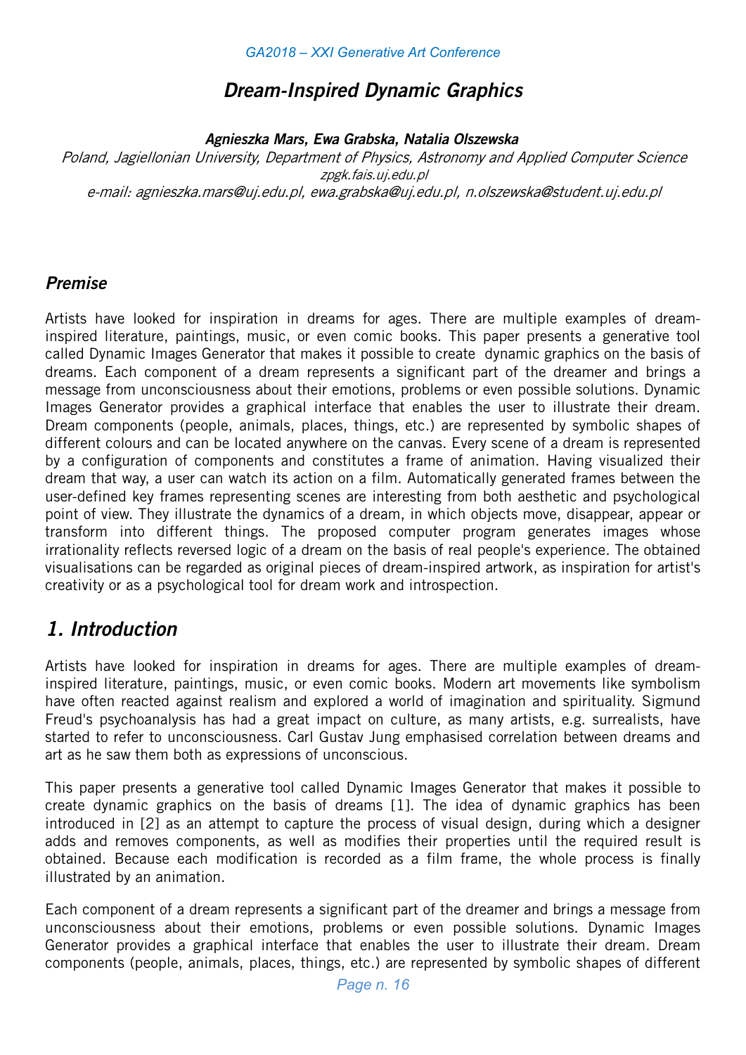# Dream-Inspired Dynamic Graphics

***Agnieszka Mars, Ewa Grabska, Natalia Olszewska***

*Poland, Jagiellonian University, Department of Physics, Astronomy and Applied Computer Science*
*zpgk.fais.uj.edu.pl*
*e-mail: agnieszka.mars@uj.edu.pl, ewa.grabska@uj.edu.pl, n.olszewska@student.uj.edu.pl*

## Premise

Artists have looked for inspiration in dreams for ages. There are multiple examples of dream-inspired literature, paintings, music, or even comic books. This paper presents a generative tool called Dynamic Images Generator that makes it possible to create dynamic graphics on the basis of dreams. Each component of a dream represents a significant part of the dreamer and brings a message from unconsciousness about their emotions, problems or even possible solutions. Dynamic Images Generator provides a graphical interface that enables the user to illustrate their dream. Dream components (people, animals, places, things, etc.) are represented by symbolic shapes of different colours and can be located anywhere on the canvas. Every scene of a dream is represented by a configuration of components and constitutes a frame of animation. Having visualized their dream that way, a user can watch its action on a film. Automatically generated frames between the user-defined key frames representing scenes are interesting from both aesthetic and psychological point of view. They illustrate the dynamics of a dream, in which objects move, disappear, appear or transform into different things. The proposed computer program generates images whose irrationality reflects reversed logic of a dream on the basis of real people's experience. The obtained visualisations can be regarded as original pieces of dream-inspired artwork, as inspiration for artist's creativity or as a psychological tool for dream work and introspection.

## 1. Introduction

Artists have looked for inspiration in dreams for ages. There are multiple examples of dream-inspired literature, paintings, music, or even comic books. Modern art movements like symbolism have often reacted against realism and explored a world of imagination and spirituality. Sigmund Freud's psychoanalysis has had a great impact on culture, as many artists, e.g. surrealists, have started to refer to unconsciousness. Carl Gustav Jung emphasised correlation between dreams and art as he saw them both as expressions of unconscious.

This paper presents a generative tool called Dynamic Images Generator that makes it possible to create dynamic graphics on the basis of dreams [1]. The idea of dynamic graphics has been introduced in [2] as an attempt to capture the process of visual design, during which a designer adds and removes components, as well as modifies their properties until the required result is obtained. Because each modification is recorded as a film frame, the whole process is finally illustrated by an animation.

Each component of a dream represents a significant part of the dreamer and brings a message from unconsciousness about their emotions, problems or even possible solutions. Dynamic Images Generator provides a graphical interface that enables the user to illustrate their dream. Dream components (people, animals, places, things, etc.) are represented by symbolic shapes of different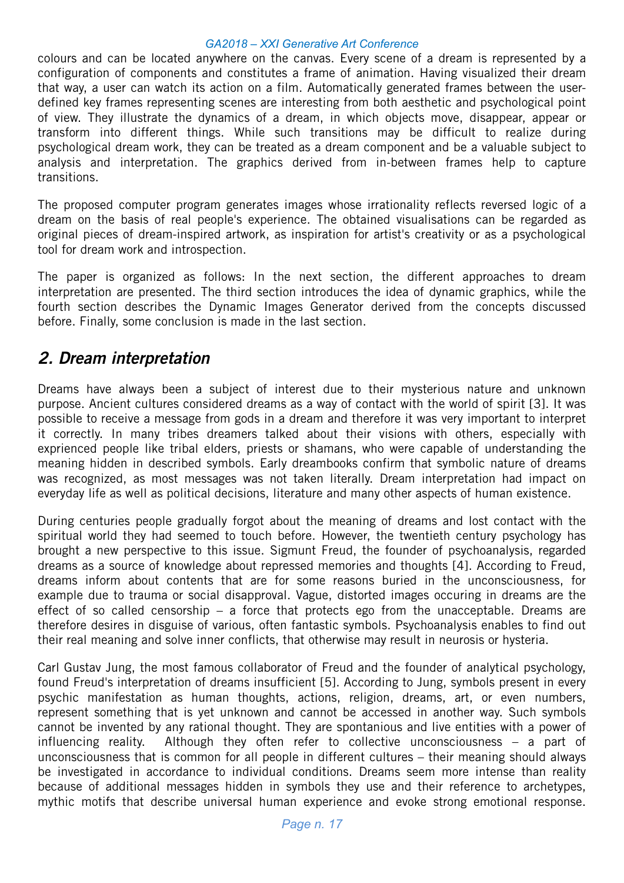colours and can be located anywhere on the canvas. Every scene of a dream is represented by a configuration of components and constitutes a frame of animation. Having visualized their dream that way, a user can watch its action on a film. Automatically generated frames between the user-defined key frames representing scenes are interesting from both aesthetic and psychological point of view. They illustrate the dynamics of a dream, in which objects move, disappear, appear or transform into different things. While such transitions may be difficult to realize during psychological dream work, they can be treated as a dream component and be a valuable subject to analysis and interpretation. The graphics derived from in-between frames help to capture transitions.

The proposed computer program generates images whose irrationality reflects reversed logic of a dream on the basis of real people's experience. The obtained visualisations can be regarded as original pieces of dream-inspired artwork, as inspiration for artist's creativity or as a psychological tool for dream work and introspection.

The paper is organized as follows: In the next section, the different approaches to dream interpretation are presented. The third section introduces the idea of dynamic graphics, while the fourth section describes the Dynamic Images Generator derived from the concepts discussed before. Finally, some conclusion is made in the last section.

## 2. Dream interpretation

Dreams have always been a subject of interest due to their mysterious nature and unknown purpose. Ancient cultures considered dreams as a way of contact with the world of spirit [3]. It was possible to receive a message from gods in a dream and therefore it was very important to interpret it correctly. In many tribes dreamers talked about their visions with others, especially with exprienced people like tribal elders, priests or shamans, who were capable of understanding the meaning hidden in described symbols. Early dreambooks confirm that symbolic nature of dreams was recognized, as most messages was not taken literally. Dream interpretation had impact on everyday life as well as political decisions, literature and many other aspects of human existence.

During centuries people gradually forgot about the meaning of dreams and lost contact with the spiritual world they had seemed to touch before. However, the twentieth century psychology has brought a new perspective to this issue. Sigmunt Freud, the founder of psychoanalysis, regarded dreams as a source of knowledge about repressed memories and thoughts [4]. According to Freud, dreams inform about contents that are for some reasons buried in the unconsciousness, for example due to trauma or social disapproval. Vague, distorted images occuring in dreams are the effect of so called censorship – a force that protects ego from the unacceptable. Dreams are therefore desires in disguise of various, often fantastic symbols. Psychoanalysis enables to find out their real meaning and solve inner conflicts, that otherwise may result in neurosis or hysteria.

Carl Gustav Jung, the most famous collaborator of Freud and the founder of analytical psychology, found Freud's interpretation of dreams insufficient [5]. According to Jung, symbols present in every psychic manifestation as human thoughts, actions, religion, dreams, art, or even numbers, represent something that is yet unknown and cannot be accessed in another way. Such symbols cannot be invented by any rational thought. They are spontanious and live entities with a power of influencing reality. Although they often refer to collective unconsciousness – a part of unconsciousness that is common for all people in different cultures – their meaning should always be investigated in accordance to individual conditions. Dreams seem more intense than reality because of additional messages hidden in symbols they use and their reference to archetypes, mythic motifs that describe universal human experience and evoke strong emotional response.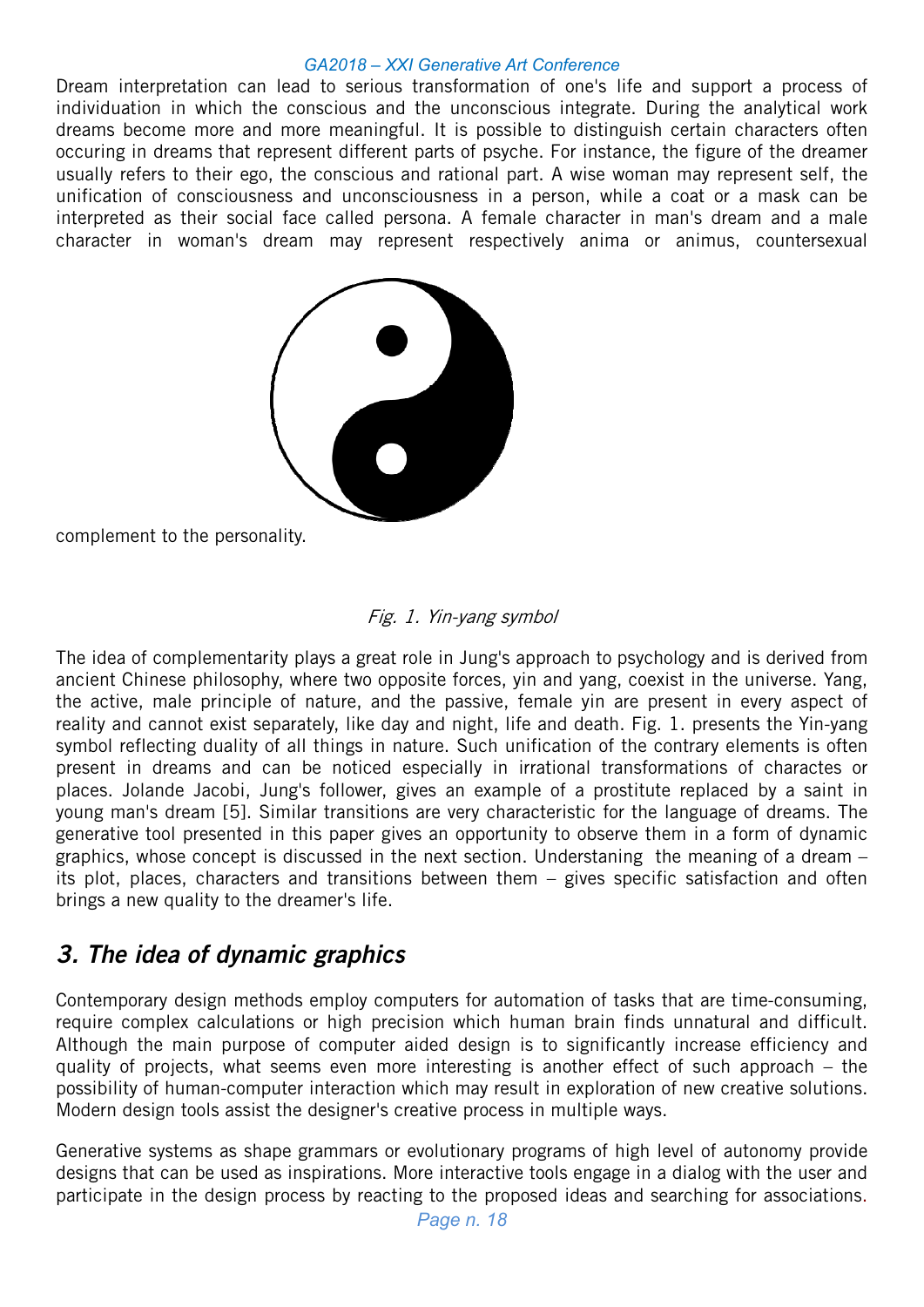Dream interpretation can lead to serious transformation of one's life and support a process of individuation in which the conscious and the unconscious integrate. During the analytical work dreams become more and more meaningful. It is possible to distinguish certain characters often occuring in dreams that represent different parts of psyche. For instance, the figure of the dreamer usually refers to their ego, the conscious and rational part. A wise woman may represent self, the unification of consciousness and unconsciousness in a person, while a coat or a mask can be interpreted as their social face called persona. A female character in man's dream and a male character in woman's dream may represent respectively anima or animus, countersexual complement to the personality.

*Fig. 1. Yin-yang symbol*

The idea of complementarity plays a great role in Jung's approach to psychology and is derived from ancient Chinese philosophy, where two opposite forces, yin and yang, coexist in the universe. Yang, the active, male principle of nature, and the passive, female yin are present in every aspect of reality and cannot exist separately, like day and night, life and death. Fig. 1. presents the Yin-yang symbol reflecting duality of all things in nature. Such unification of the contrary elements is often present in dreams and can be noticed especially in irrational transformations of charactes or places. Jolande Jacobi, Jung's follower, gives an example of a prostitute replaced by a saint in young man's dream [5]. Similar transitions are very characteristic for the language of dreams. The generative tool presented in this paper gives an opportunity to observe them in a form of dynamic graphics, whose concept is discussed in the next section. Understaning the meaning of a dream – its plot, places, characters and transitions between them – gives specific satisfaction and often brings a new quality to the dreamer's life.

## *3. The idea of dynamic graphics*

Contemporary design methods employ computers for automation of tasks that are time-consuming, require complex calculations or high precision which human brain finds unnatural and difficult. Although the main purpose of computer aided design is to significantly increase efficiency and quality of projects, what seems even more interesting is another effect of such approach – the possibility of human-computer interaction which may result in exploration of new creative solutions. Modern design tools assist the designer's creative process in multiple ways.

Generative systems as shape grammars or evolutionary programs of high level of autonomy provide designs that can be used as inspirations. More interactive tools engage in a dialog with the user and participate in the design process by reacting to the proposed ideas and searching for associations.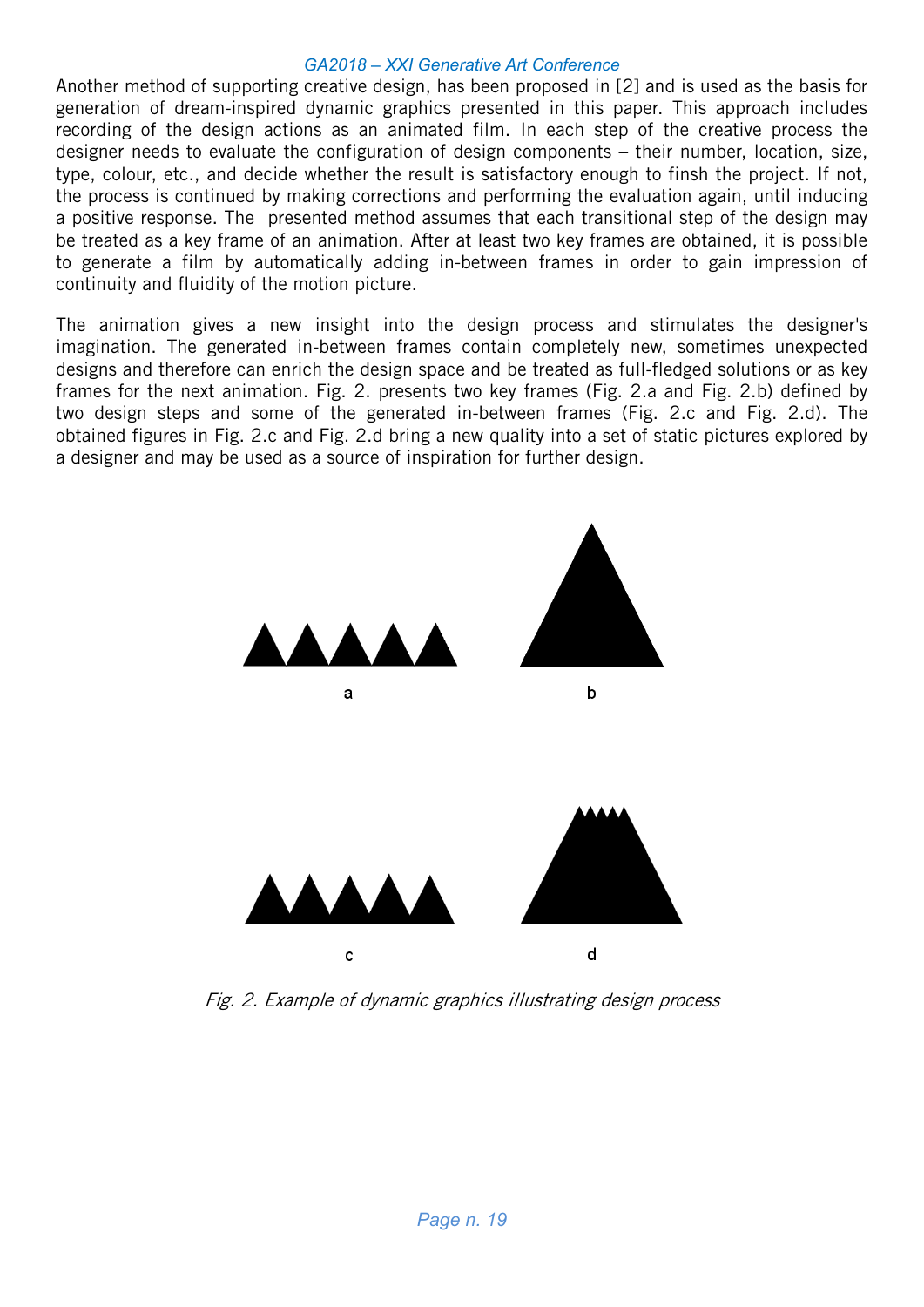Another method of supporting creative design, has been proposed in [2] and is used as the basis for generation of dream-inspired dynamic graphics presented in this paper. This approach includes recording of the design actions as an animated film. In each step of the creative process the designer needs to evaluate the configuration of design components – their number, location, size, type, colour, etc., and decide whether the result is satisfactory enough to finsh the project. If not, the process is continued by making corrections and performing the evaluation again, until inducing a positive response. The presented method assumes that each transitional step of the design may be treated as a key frame of an animation. After at least two key frames are obtained, it is possible to generate a film by automatically adding in-between frames in order to gain impression of continuity and fluidity of the motion picture.

The animation gives a new insight into the design process and stimulates the designer's imagination. The generated in-between frames contain completely new, sometimes unexpected designs and therefore can enrich the design space and be treated as full-fledged solutions or as key frames for the next animation. Fig. 2. presents two key frames (Fig. 2.a and Fig. 2.b) defined by two design steps and some of the generated in-between frames (Fig. 2.c and Fig. 2.d). The obtained figures in Fig. 2.c and Fig. 2.d bring a new quality into a set of static pictures explored by a designer and may be used as a source of inspiration for further design.

a b

c d

*Fig. 2. Example of dynamic graphics illustrating design process*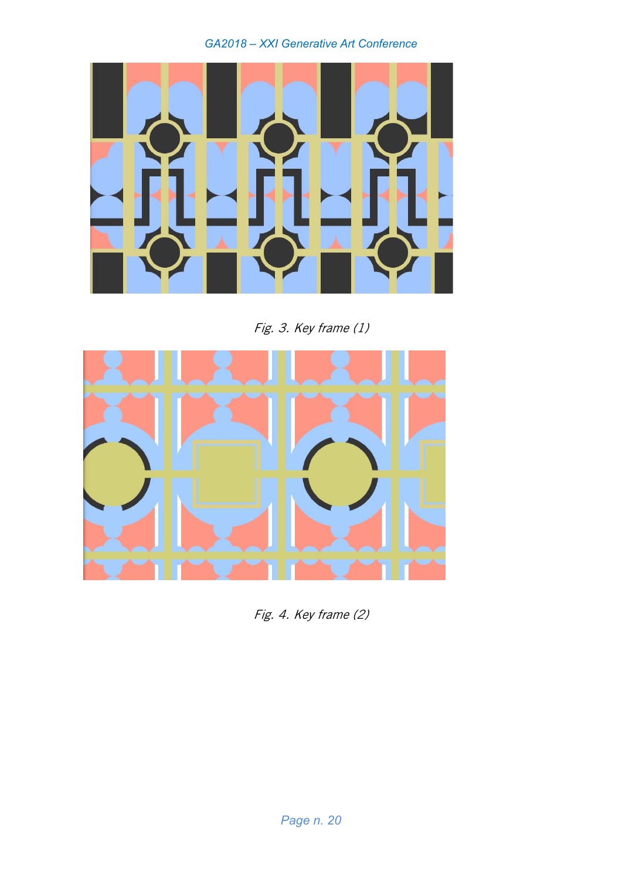*Fig. 3. Key frame (1)*

*Fig. 4. Key frame (2)*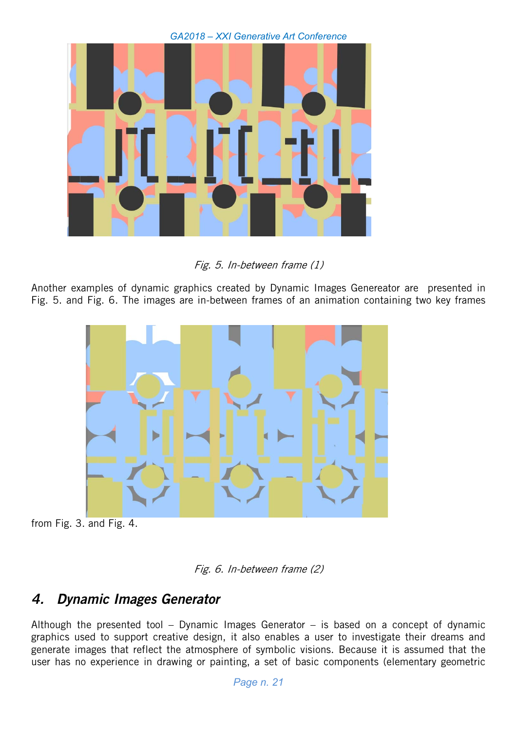*Fig. 5. In-between frame (1)*

Another examples of dynamic graphics created by Dynamic Images Genereator are presented in Fig. 5. and Fig. 6. The images are in-between frames of an animation containing two key frames from Fig. 3. and Fig. 4.

*Fig. 6. In-between frame (2)*

## 4. Dynamic Images Generator

Although the presented tool – Dynamic Images Generator – is based on a concept of dynamic graphics used to support creative design, it also enables a user to investigate their dreams and generate images that reflect the atmosphere of symbolic visions. Because it is assumed that the user has no experience in drawing or painting, a set of basic components (elementary geometric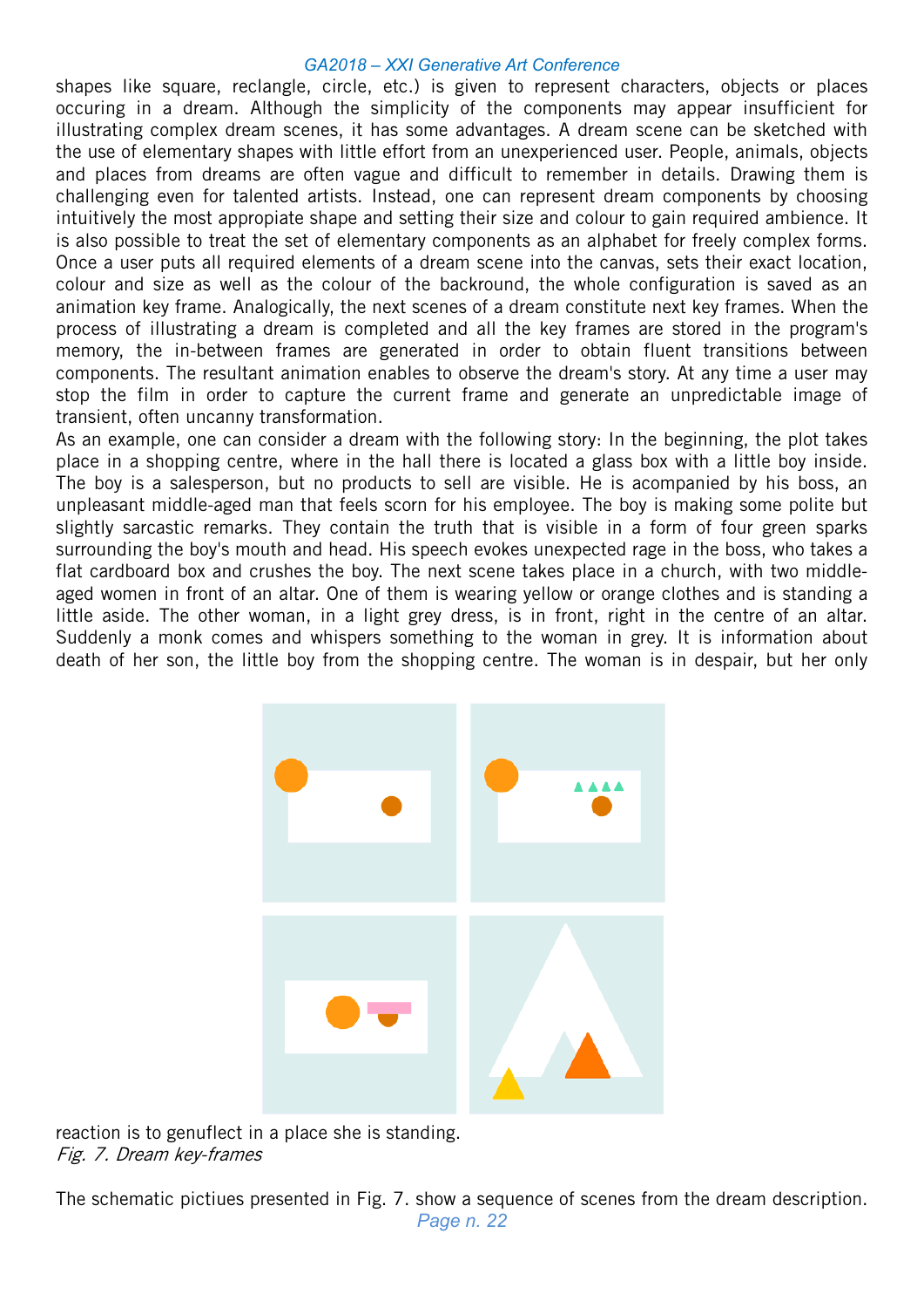shapes like square, reclangle, circle, etc.) is given to represent characters, objects or places occuring in a dream. Although the simplicity of the components may appear insufficient for illustrating complex dream scenes, it has some advantages. A dream scene can be sketched with the use of elementary shapes with little effort from an unexperienced user. People, animals, objects and places from dreams are often vague and difficult to remember in details. Drawing them is challenging even for talented artists. Instead, one can represent dream components by choosing intuitively the most appropiate shape and setting their size and colour to gain required ambience. It is also possible to treat the set of elementary components as an alphabet for freely complex forms. Once a user puts all required elements of a dream scene into the canvas, sets their exact location, colour and size as well as the colour of the backround, the whole configuration is saved as an animation key frame. Analogically, the next scenes of a dream constitute next key frames. When the process of illustrating a dream is completed and all the key frames are stored in the program's memory, the in-between frames are generated in order to obtain fluent transitions between components. The resultant animation enables to observe the dream's story. At any time a user may stop the film in order to capture the current frame and generate an unpredictable image of transient, often uncanny transformation.

As an example, one can consider a dream with the following story: In the beginning, the plot takes place in a shopping centre, where in the hall there is located a glass box with a little boy inside. The boy is a salesperson, but no products to sell are visible. He is acompanied by his boss, an unpleasant middle-aged man that feels scorn for his employee. The boy is making some polite but slightly sarcastic remarks. They contain the truth that is visible in a form of four green sparks surrounding the boy's mouth and head. His speech evokes unexpected rage in the boss, who takes a flat cardboard box and crushes the boy. The next scene takes place in a church, with two middle-aged women in front of an altar. One of them is wearing yellow or orange clothes and is standing a little aside. The other woman, in a light grey dress, is in front, right in the centre of an altar. Suddenly a monk comes and whispers something to the woman in grey. It is information about death of her son, the little boy from the shopping centre. The woman is in despair, but her only reaction is to genuflect in a place she is standing.

*Fig. 7. Dream key-frames*

The schematic pictiues presented in Fig. 7. show a sequence of scenes from the dream description.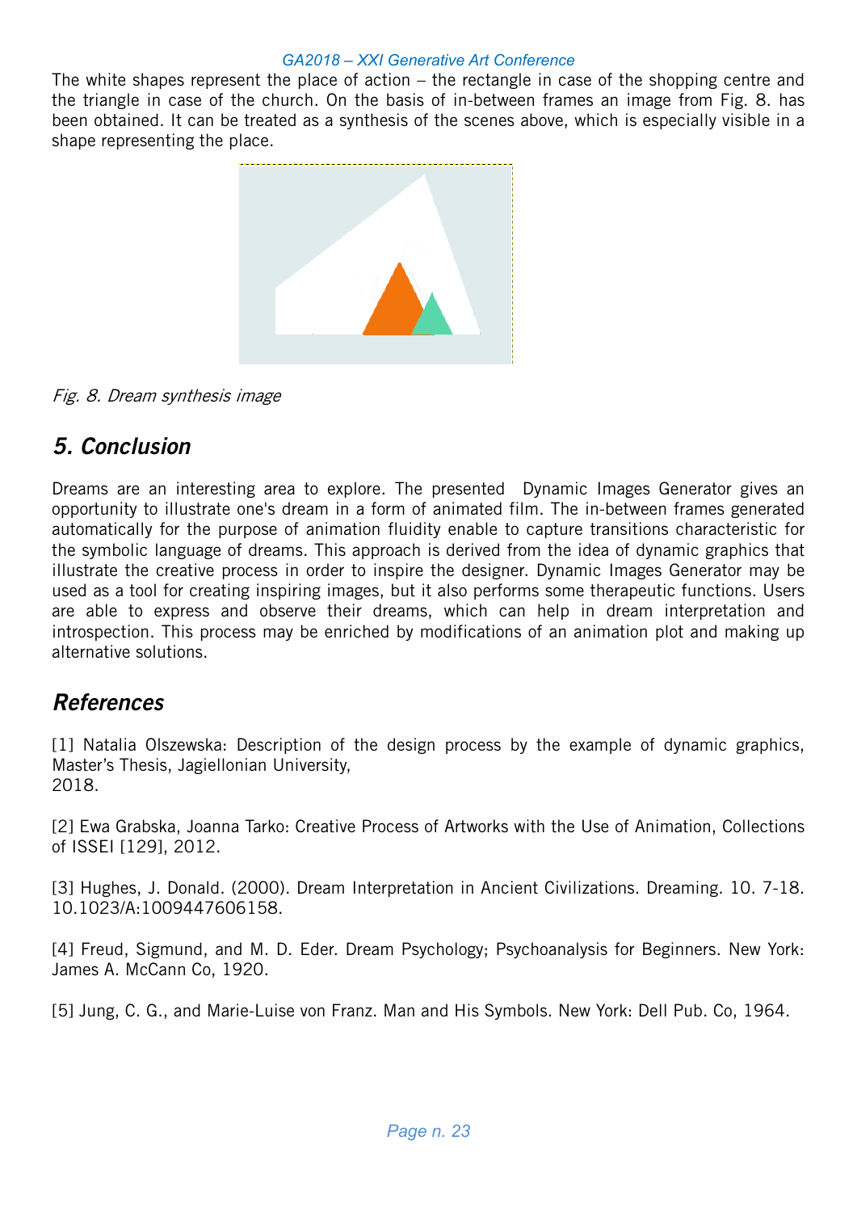The white shapes represent the place of action – the rectangle in case of the shopping centre and the triangle in case of the church. On the basis of in-between frames an image from Fig. 8. has been obtained. It can be treated as a synthesis of the scenes above, which is especially visible in a shape representing the place.

*Fig. 8. Dream synthesis image*

## 5. Conclusion

Dreams are an interesting area to explore. The presented Dynamic Images Generator gives an opportunity to illustrate one's dream in a form of animated film. The in-between frames generated automatically for the purpose of animation fluidity enable to capture transitions characteristic for the symbolic language of dreams. This approach is derived from the idea of dynamic graphics that illustrate the creative process in order to inspire the designer. Dynamic Images Generator may be used as a tool for creating inspiring images, but it also performs some therapeutic functions. Users are able to express and observe their dreams, which can help in dream interpretation and introspection. This process may be enriched by modifications of an animation plot and making up alternative solutions.

## References

[1] Natalia Olszewska: Description of the design process by the example of dynamic graphics, Master's Thesis, Jagiellonian University, 2018.

[2] Ewa Grabska, Joanna Tarko: Creative Process of Artworks with the Use of Animation, Collections of ISSEI [129], 2012.

[3] Hughes, J. Donald. (2000). Dream Interpretation in Ancient Civilizations. Dreaming. 10. 7-18. 10.1023/A:1009447606158.

[4] Freud, Sigmund, and M. D. Eder. Dream Psychology; Psychoanalysis for Beginners. New York: James A. McCann Co, 1920.

[5] Jung, C. G., and Marie-Luise von Franz. Man and His Symbols. New York: Dell Pub. Co, 1964.